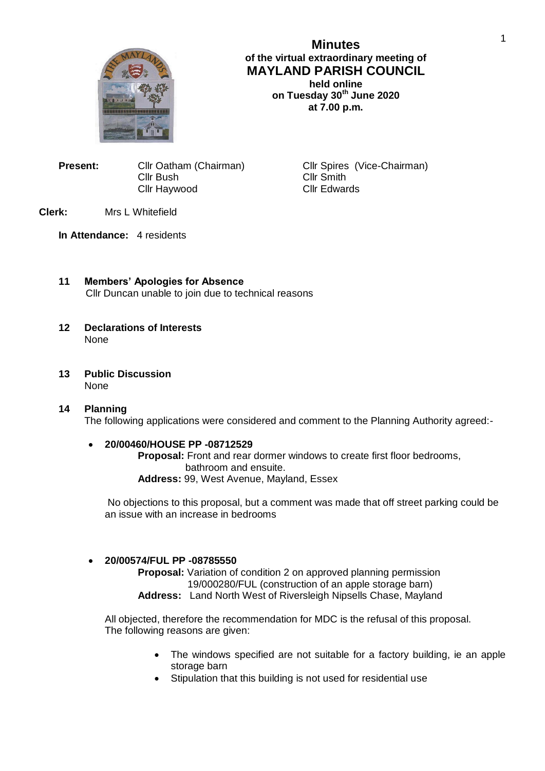# Minutes

**of the virtual extraordinary meeting of**

## MAYLAND PARISH COUNCIL

**held online**
**on Tuesday 30th June 2020**
**at 7.00 p.m.**

**Present:** Cllr Oatham (Chairman), Cllr Spires (Vice-Chairman), Cllr Bush, Cllr Smith, Cllr Haywood, Cllr Edwards

**Clerk:** Mrs L Whitefield

**In Attendance:** 4 residents

### 11 Members' Apologies for Absence

Cllr Duncan unable to join due to technical reasons

### 12 Declarations of Interests

None

### 13 Public Discussion

None

### 14 Planning

The following applications were considered and comment to the Planning Authority agreed:-

- **20/00460/HOUSE PP -08712529**
  **Proposal:** Front and rear dormer windows to create first floor bedrooms, bathroom and ensuite.
  **Address:** 99, West Avenue, Mayland, Essex

  No objections to this proposal, but a comment was made that off street parking could be an issue with an increase in bedrooms

- **20/00574/FUL PP -08785550**
  **Proposal:** Variation of condition 2 on approved planning permission 19/000280/FUL (construction of an apple storage barn)
  **Address:** Land North West of Riversleigh Nipsells Chase, Mayland

  All objected, therefore the recommendation for MDC is the refusal of this proposal. The following reasons are given:

  - The windows specified are not suitable for a factory building, ie an apple storage barn
  - Stipulation that this building is not used for residential use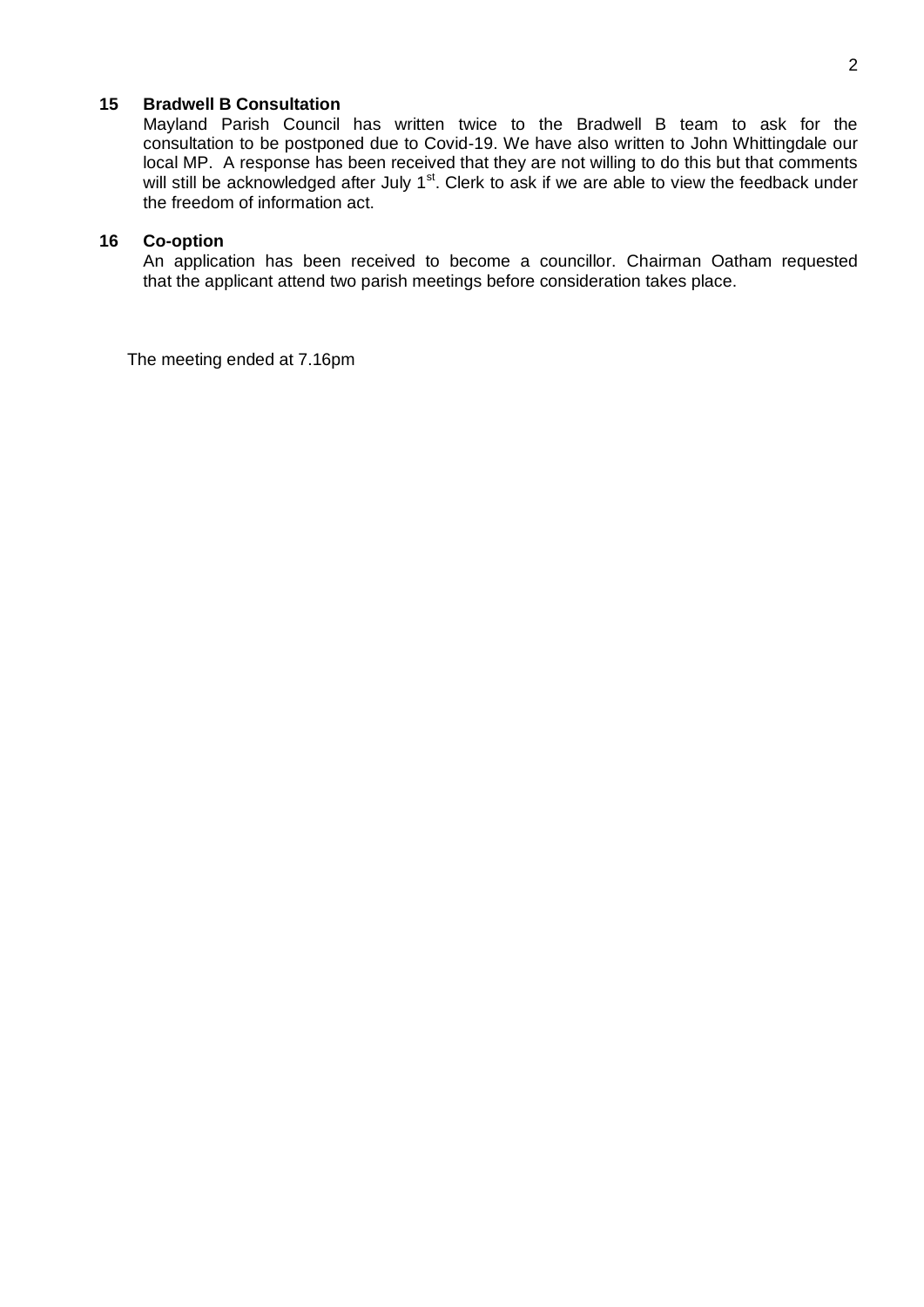**15 Bradwell B Consultation**

Mayland Parish Council has written twice to the Bradwell B team to ask for the consultation to be postponed due to Covid-19. We have also written to John Whittingdale our local MP. A response has been received that they are not willing to do this but that comments will still be acknowledged after July 1st. Clerk to ask if we are able to view the feedback under the freedom of information act.

**16 Co-option**

An application has been received to become a councillor. Chairman Oatham requested that the applicant attend two parish meetings before consideration takes place.

The meeting ended at 7.16pm